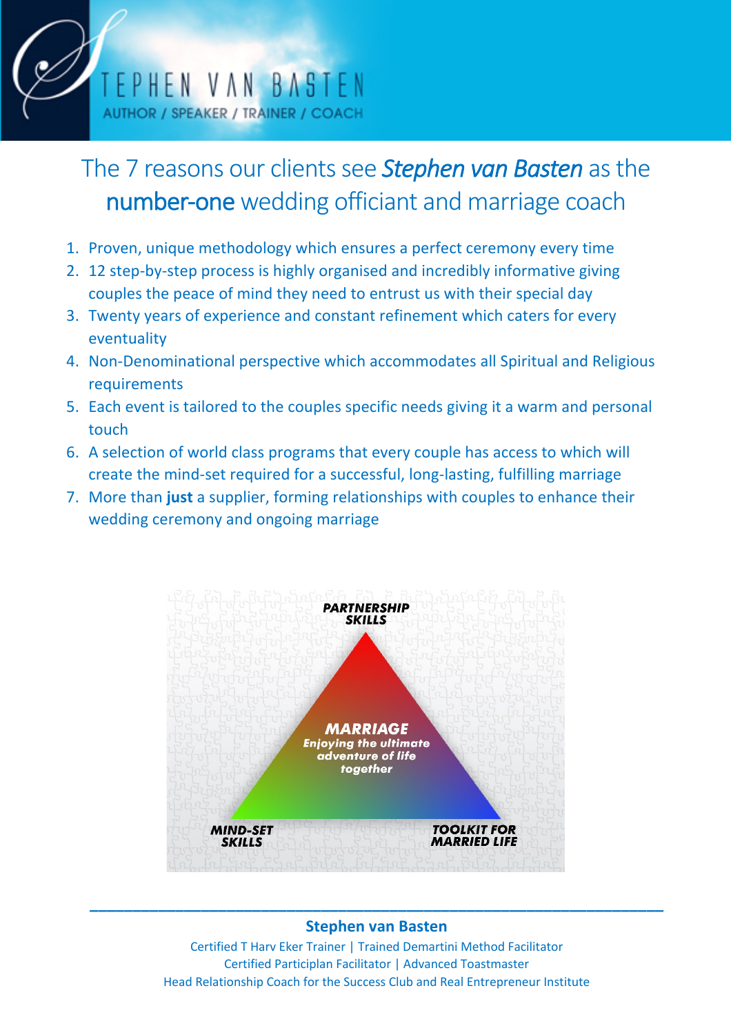STEPHEN VAN BASTEN

AUTHOR / SPEAKER / TRAINER / COACH

# The 7 reasons our clients see *Stephen van Basten* as the number-one wedding officiant and marriage coach

1. Proven, unique methodology which ensures a perfect ceremony every time
2. 12 step-by-step process is highly organised and incredibly informative giving couples the peace of mind they need to entrust us with their special day
3. Twenty years of experience and constant refinement which caters for every eventuality
4. Non-Denominational perspective which accommodates all Spiritual and Religious requirements
5. Each event is tailored to the couples specific needs giving it a warm and personal touch
6. A selection of world class programs that every couple has access to which will create the mind-set required for a successful, long-lasting, fulfilling marriage
7. More than **just** a supplier, forming relationships with couples to enhance their wedding ceremony and ongoing marriage

PARTNERSHIP SKILLS

MARRIAGE
Enjoying the ultimate adventure of life together

MIND-SET SKILLS

TOOLKIT FOR MARRIED LIFE

---

**Stephen van Basten**

Certified T Harv Eker Trainer | Trained Demartini Method Facilitator
Certified Participlan Facilitator | Advanced Toastmaster
Head Relationship Coach for the Success Club and Real Entrepreneur Institute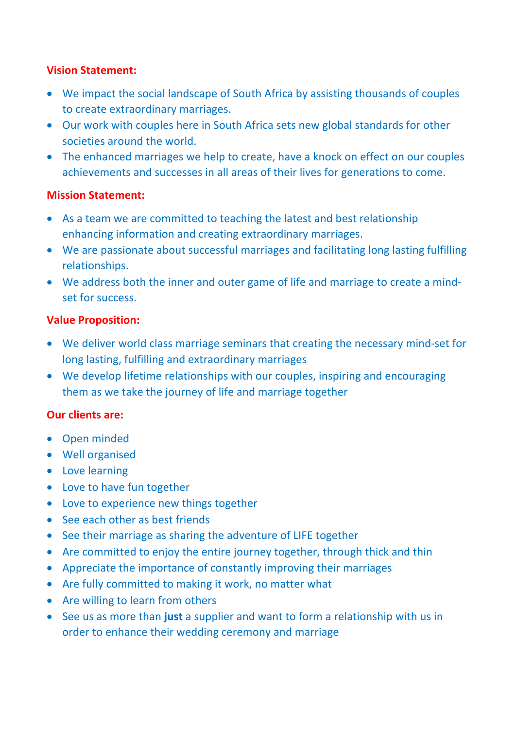**Vision Statement:**

- We impact the social landscape of South Africa by assisting thousands of couples to create extraordinary marriages.
- Our work with couples here in South Africa sets new global standards for other societies around the world.
- The enhanced marriages we help to create, have a knock on effect on our couples achievements and successes in all areas of their lives for generations to come.

**Mission Statement:**

- As a team we are committed to teaching the latest and best relationship enhancing information and creating extraordinary marriages.
- We are passionate about successful marriages and facilitating long lasting fulfilling relationships.
- We address both the inner and outer game of life and marriage to create a mind-set for success.

**Value Proposition:**

- We deliver world class marriage seminars that creating the necessary mind-set for long lasting, fulfilling and extraordinary marriages
- We develop lifetime relationships with our couples, inspiring and encouraging them as we take the journey of life and marriage together

**Our clients are:**

- Open minded
- Well organised
- Love learning
- Love to have fun together
- Love to experience new things together
- See each other as best friends
- See their marriage as sharing the adventure of LIFE together
- Are committed to enjoy the entire journey together, through thick and thin
- Appreciate the importance of constantly improving their marriages
- Are fully committed to making it work, no matter what
- Are willing to learn from others
- See us as more than **just** a supplier and want to form a relationship with us in order to enhance their wedding ceremony and marriage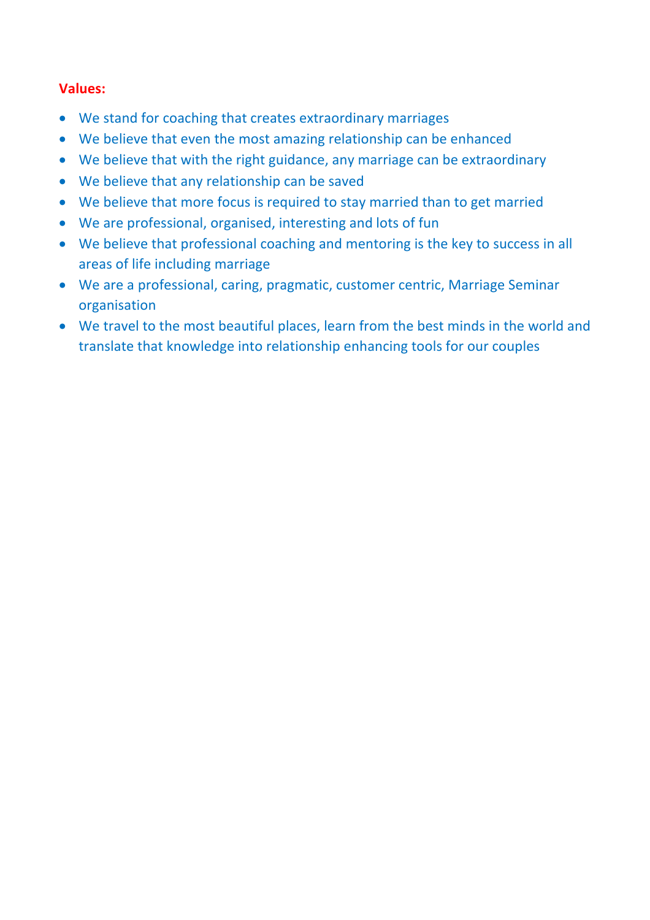**Values:**

- We stand for coaching that creates extraordinary marriages
- We believe that even the most amazing relationship can be enhanced
- We believe that with the right guidance, any marriage can be extraordinary
- We believe that any relationship can be saved
- We believe that more focus is required to stay married than to get married
- We are professional, organised, interesting and lots of fun
- We believe that professional coaching and mentoring is the key to success in all areas of life including marriage
- We are a professional, caring, pragmatic, customer centric, Marriage Seminar organisation
- We travel to the most beautiful places, learn from the best minds in the world and translate that knowledge into relationship enhancing tools for our couples